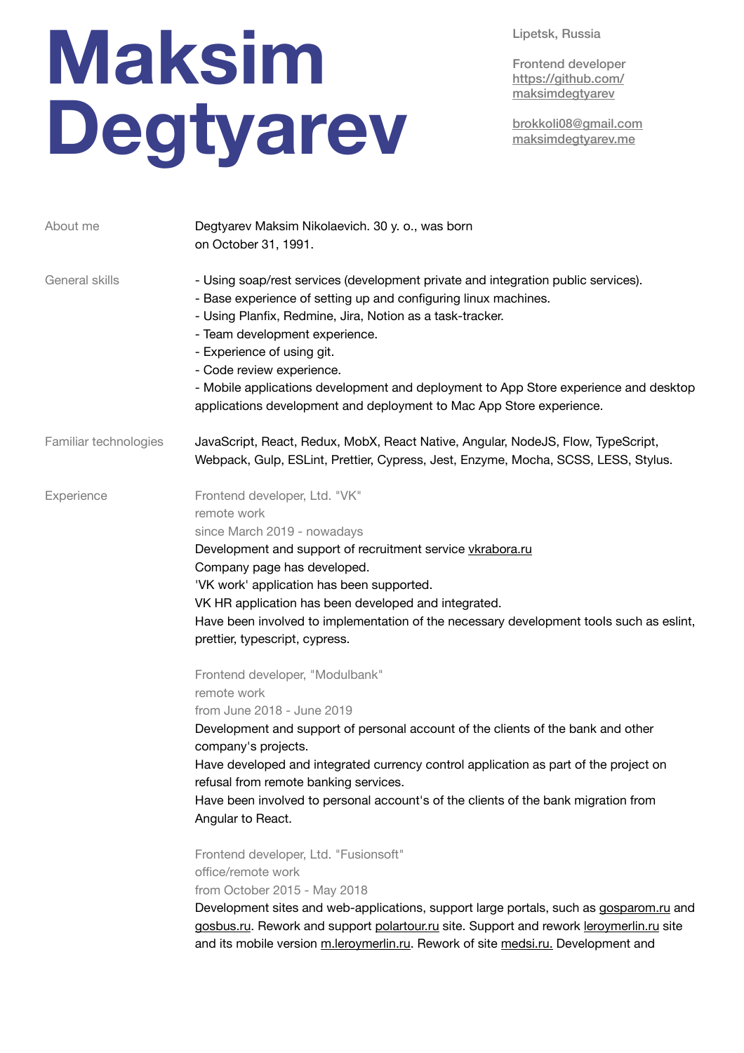# Maksim Degtyarev

Lipetsk, Russia

Frontend developer
https://github.com/maksimdegtyarev

brokkoli08@gmail.com
maksimdegtyarev.me

## About me

Degtyarev Maksim Nikolaevich. 30 y. o., was born on October 31, 1991.

## General skills

- Using soap/rest services (development private and integration public services).
- Base experience of setting up and configuring linux machines.
- Using Planfix, Redmine, Jira, Notion as a task-tracker.
- Team development experience.
- Experience of using git.
- Code review experience.
- Mobile applications development and deployment to App Store experience and desktop applications development and deployment to Mac App Store experience.

## Familiar technologies

JavaScript, React, Redux, MobX, React Native, Angular, NodeJS, Flow, TypeScript, Webpack, Gulp, ESLint, Prettier, Cypress, Jest, Enzyme, Mocha, SCSS, LESS, Stylus.

## Experience

Frontend developer, Ltd. "VK"
remote work
since March 2019 - nowadays
Development and support of recruitment service vkrabora.ru
Company page has developed.
'VK work' application has been supported.
VK HR application has been developed and integrated.
Have been involved to implementation of the necessary development tools such as eslint, prettier, typescript, cypress.

Frontend developer, "Modulbank"
remote work
from June 2018 - June 2019
Development and support of personal account of the clients of the bank and other company's projects.
Have developed and integrated currency control application as part of the project on refusal from remote banking services.
Have been involved to personal account's of the clients of the bank migration from Angular to React.

Frontend developer, Ltd. "Fusionsoft"
office/remote work
from October 2015 - May 2018
Development sites and web-applications, support large portals, such as gosparom.ru and gosbus.ru. Rework and support polartour.ru site. Support and rework leroymerlin.ru site and its mobile version m.leroymerlin.ru. Rework of site medsi.ru. Development and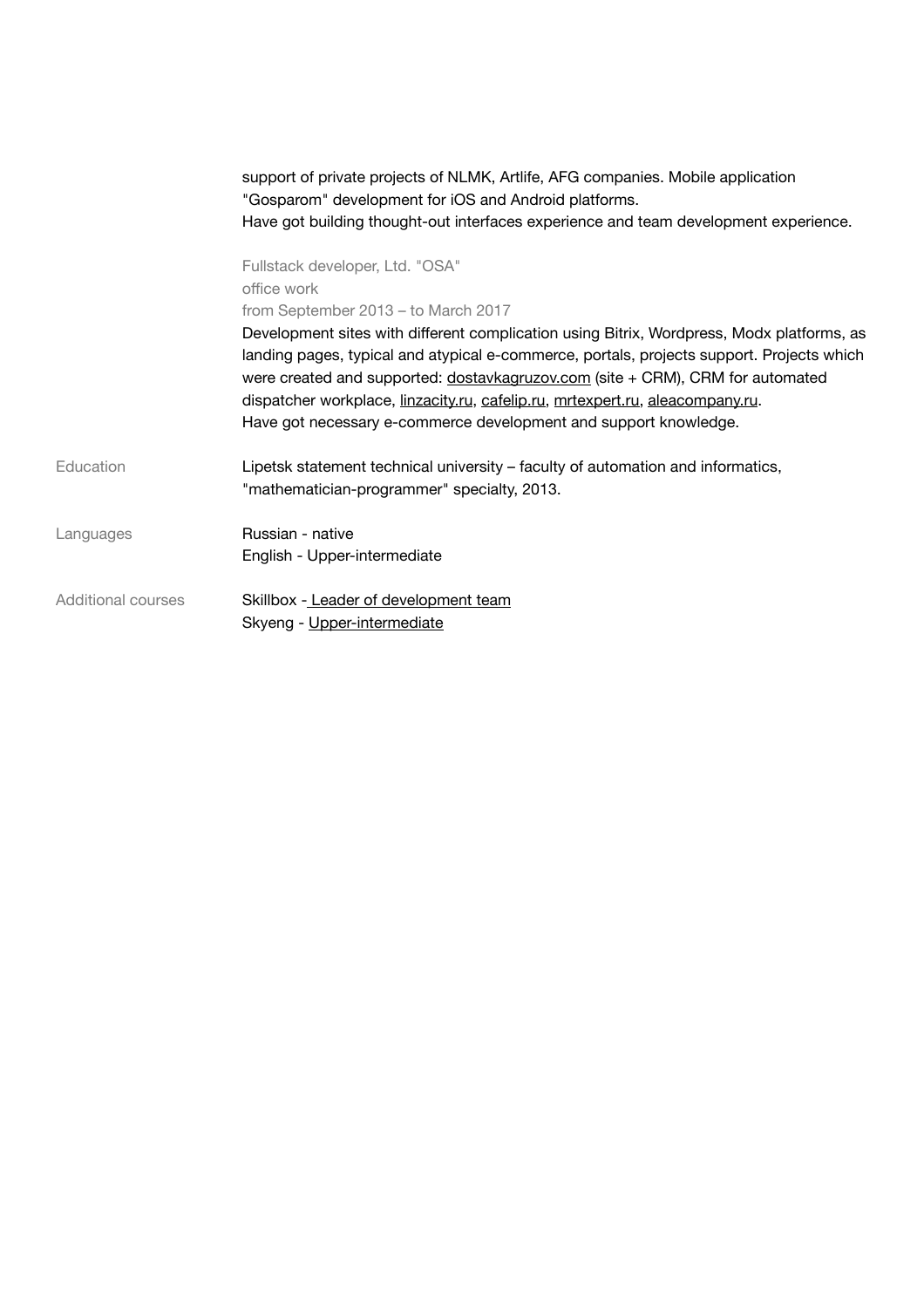support of private projects of NLMK, Artlife, AFG companies. Mobile application "Gosparom" development for iOS and Android platforms.
Have got building thought-out interfaces experience and team development experience.

Fullstack developer, Ltd. "OSA"
office work
from September 2013 – to March 2017
Development sites with different complication using Bitrix, Wordpress, Modx platforms, as landing pages, typical and atypical e-commerce, portals, projects support. Projects which were created and supported: dostavkagruzov.com (site + CRM), CRM for automated dispatcher workplace, linzacity.ru, cafelip.ru, mrtexpert.ru, aleacompany.ru.
Have got necessary e-commerce development and support knowledge.

**Education**

Lipetsk statement technical university – faculty of automation and informatics, "mathematician-programmer" specialty, 2013.

**Languages**

Russian - native
English - Upper-intermediate

**Additional courses**

Skillbox - Leader of development team
Skyeng - Upper-intermediate